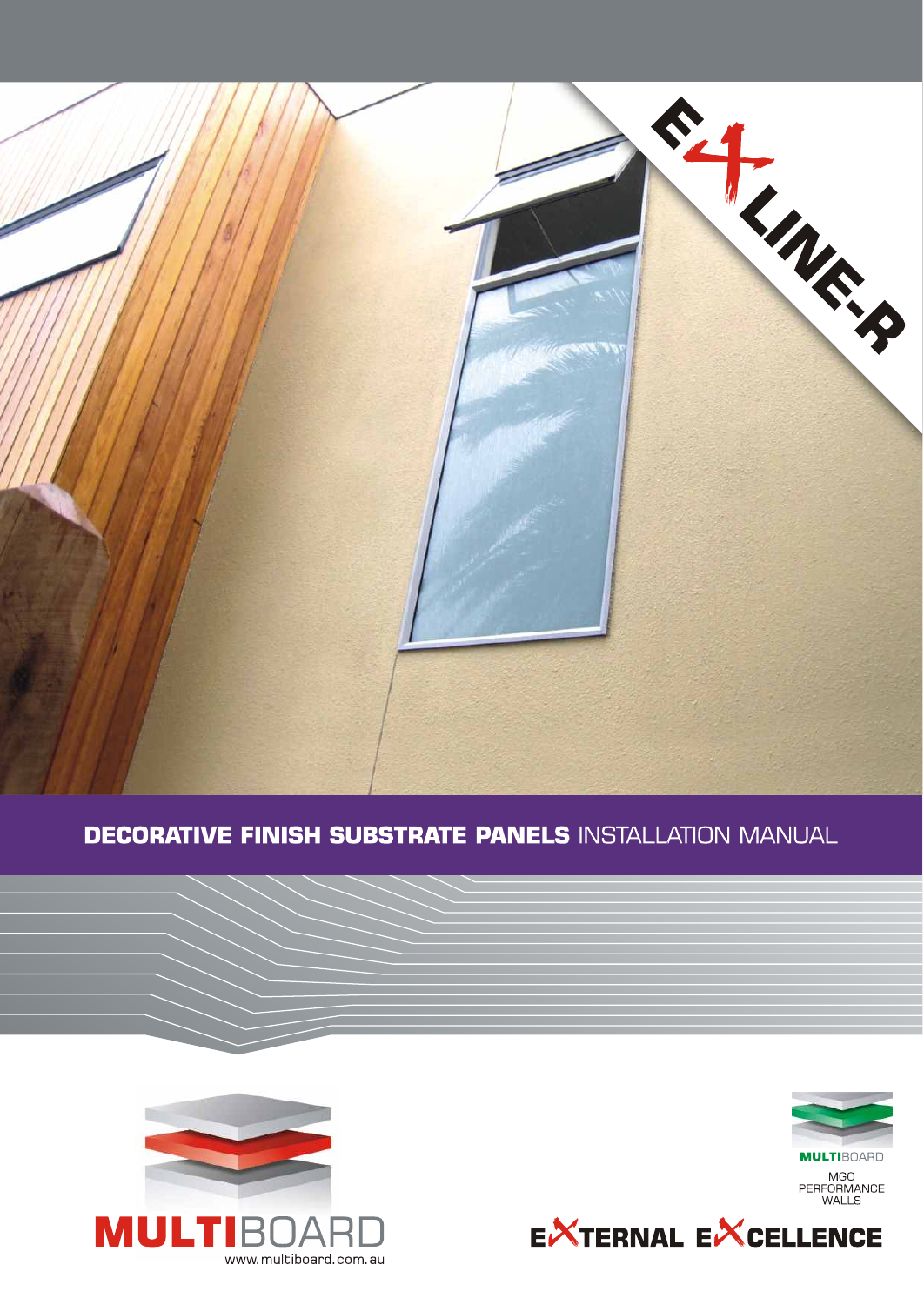# EXLINE-R

## DECORATIVE FINISH SUBSTRATE PANELS INSTALLATION MANUAL

MULTIBOARD
www.multiboard.com.au

MULTIBOARD
MGO PERFORMANCE WALLS

EXTERNAL EXCELLENCE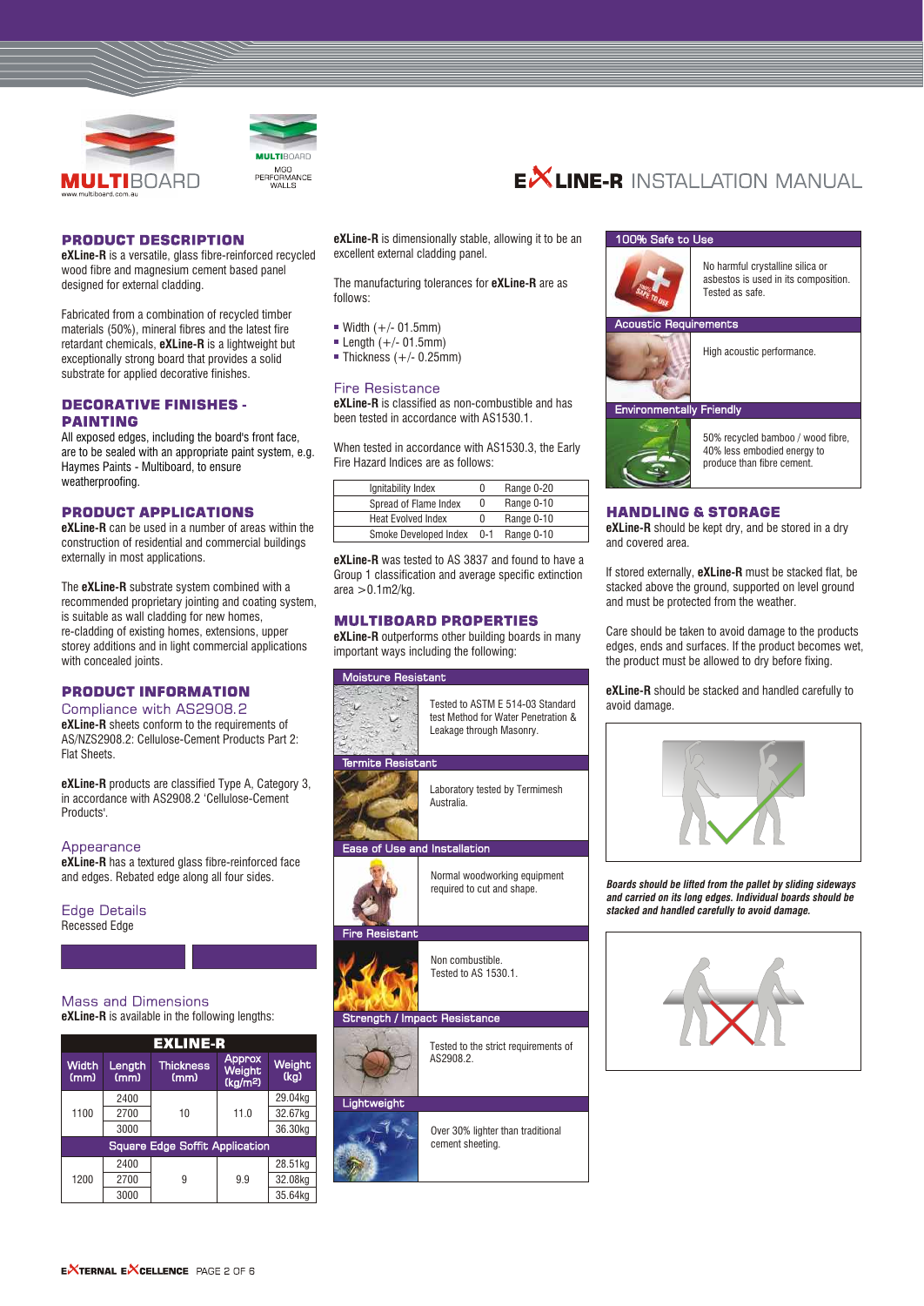# EXLINE-R INSTALLATION MANUAL

## PRODUCT DESCRIPTION

**eXLine-R** is a versatile, glass fibre-reinforced recycled wood fibre and magnesium cement based panel designed for external cladding.

Fabricated from a combination of recycled timber materials (50%), mineral fibres and the latest fire retardant chemicals, **eXLine-R** is a lightweight but exceptionally strong board that provides a solid substrate for applied decorative finishes.

## DECORATIVE FINISHES - PAINTING

All exposed edges, including the board's front face, are to be sealed with an appropriate paint system, e.g. Haymes Paints - Multiboard, to ensure weatherproofing.

## PRODUCT APPLICATIONS

**eXLine-R** can be used in a number of areas within the construction of residential and commercial buildings externally in most applications.

The **eXLine-R** substrate system combined with a recommended proprietary jointing and coating system, is suitable as wall cladding for new homes, re-cladding of existing homes, extensions, upper storey additions and in light commercial applications with concealed joints.

## PRODUCT INFORMATION

### Compliance with AS2908.2

**eXLine-R** sheets conform to the requirements of AS/NZS2908.2: Cellulose-Cement Products Part 2: Flat Sheets.

**eXLine-R** products are classified Type A, Category 3, in accordance with AS2908.2 'Cellulose-Cement Products'.

### Appearance

**eXLine-R** has a textured glass fibre-reinforced face and edges. Rebated edge along all four sides.

### Edge Details

Recessed Edge

### Mass and Dimensions

**eXLine-R** is available in the following lengths:

| EXLINE-R | | | | |
|---|---|---|---|---|
| **Width (mm)** | **Length (mm)** | **Thickness (mm)** | **Approx Weight (kg/m²)** | **Weight (kg)** |
| 1100 | 2400 | 10 | 11.0 | 29.04kg |
| | 2700 | | | 32.67kg |
| | 3000 | | | 36.30kg |
| **Square Edge Soffit Application** | | | | |
| 1200 | 2400 | 9 | 9.9 | 28.51kg |
| | 2700 | | | 32.08kg |
| | 3000 | | | 35.64kg |

**eXLine-R** is dimensionally stable, allowing it to be an excellent external cladding panel.

The manufacturing tolerances for **eXLine-R** are as follows:

- Width (+/- 01.5mm)
- Length (+/- 01.5mm)
- Thickness (+/- 0.25mm)

### Fire Resistance

**eXLine-R** is classified as non-combustible and has been tested in accordance with AS1530.1.

When tested in accordance with AS1530.3, the Early Fire Hazard Indices are as follows:

| | | |
|---|---|---|
| Ignitability Index | 0 | Range 0-20 |
| Spread of Flame Index | 0 | Range 0-10 |
| Heat Evolved Index | 0 | Range 0-10 |
| Smoke Developed Index | 0-1 | Range 0-10 |

**eXLine-R** was tested to AS 3837 and found to have a Group 1 classification and average specific extinction area >0.1m2/kg.

## MULTIBOARD PROPERTIES

**eXLine-R** outperforms other building boards in many important ways including the following:

**Moisture Resistant**
Tested to ASTM E 514-03 Standard test Method for Water Penetration & Leakage through Masonry.

**Termite Resistant**
Laboratory tested by Termimesh Australia.

**Ease of Use and Installation**
Normal woodworking equipment required to cut and shape.

**Fire Resistant**
Non combustible. Tested to AS 1530.1.

**Strength / Impact Resistance**
Tested to the strict requirements of AS2908.2.

**Lightweight**
Over 30% lighter than traditional cement sheeting.

**100% Safe to Use**
No harmful crystalline silica or asbestos is used in its composition. Tested as safe.

**Acoustic Requirements**
High acoustic performance.

**Environmentally Friendly**
50% recycled bamboo / wood fibre, 40% less embodied energy to produce than fibre cement.

## HANDLING & STORAGE

**eXLine-R** should be kept dry, and be stored in a dry and covered area.

If stored externally, **eXLine-R** must be stacked flat, be stacked above the ground, supported on level ground and must be protected from the weather.

Care should be taken to avoid damage to the products edges, ends and surfaces. If the product becomes wet, the product must be allowed to dry before fixing.

**eXLine-R** should be stacked and handled carefully to avoid damage.

***Boards should be lifted from the pallet by sliding sideways and carried on its long edges. Individual boards should be stacked and handled carefully to avoid damage.***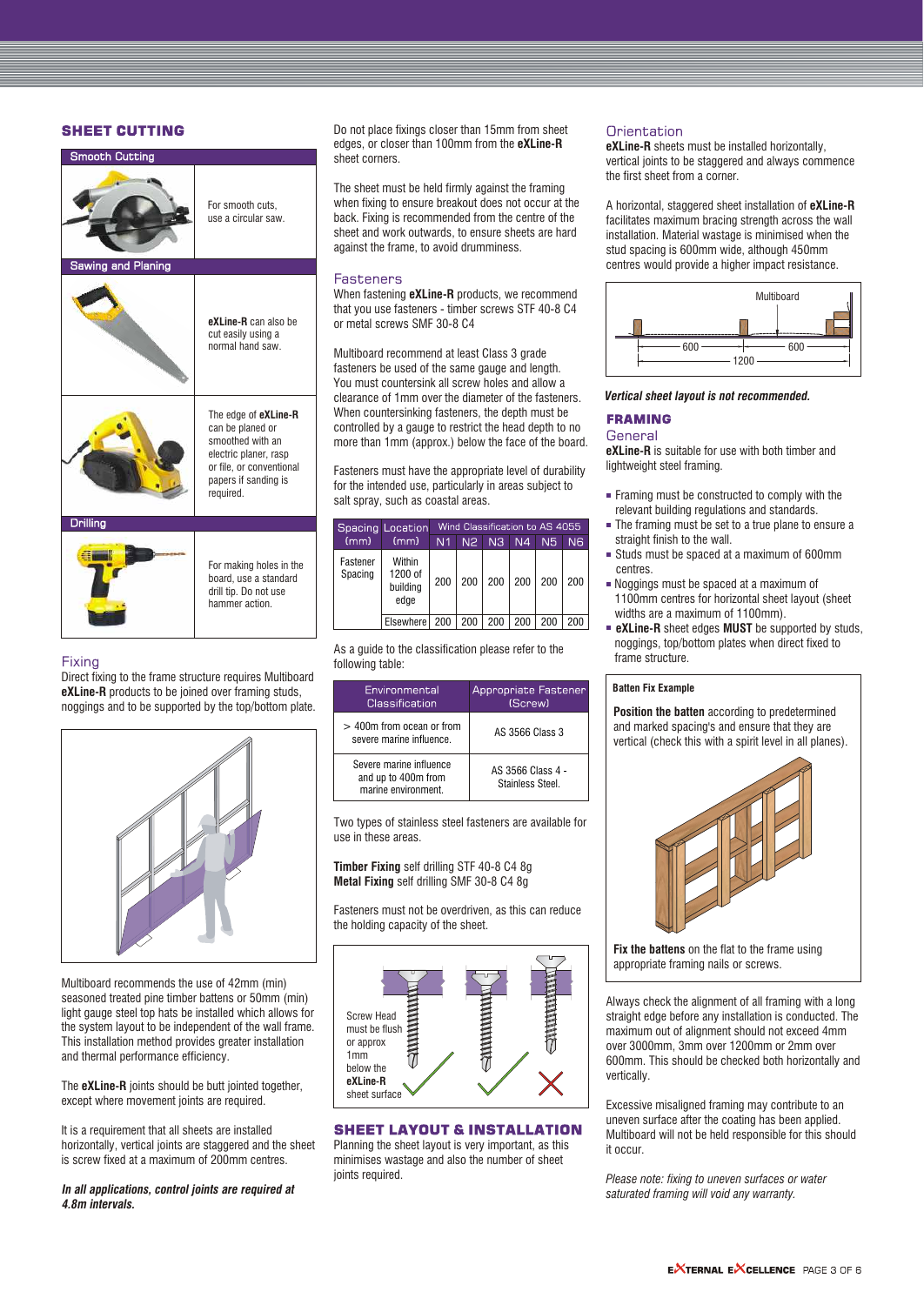## SHEET CUTTING

| Smooth Cutting | |
|---|---|
| | For smooth cuts, use a circular saw. |
| **Sawing and Planing** | |
| | **eXLine-R** can also be cut easily using a normal hand saw. |
| | The edge of **eXLine-R** can be planed or smoothed with an electric planer, rasp or file, or conventional papers if sanding is required. |
| **Drilling** | |
| | For making holes in the board, use a standard drill tip. Do not use hammer action. |

### Fixing

Direct fixing to the frame structure requires Multiboard **eXLine-R** products to be joined over framing studs, noggings and to be supported by the top/bottom plate.

Multiboard recommends the use of 42mm (min) seasoned treated pine timber battens or 50mm (min) light gauge steel top hats be installed which allows for the system layout to be independent of the wall frame. This installation method provides greater installation and thermal performance efficiency.

The **eXLine-R** joints should be butt jointed together, except where movement joints are required.

It is a requirement that all sheets are installed horizontally, vertical joints are staggered and the sheet is screw fixed at a maximum of 200mm centres.

***In all applications, control joints are required at 4.8m intervals.***

Do not place fixings closer than 15mm from sheet edges, or closer than 100mm from the **eXLine-R** sheet corners.

The sheet must be held firmly against the framing when fixing to ensure breakout does not occur at the back. Fixing is recommended from the centre of the sheet and work outwards, to ensure sheets are hard against the frame, to avoid drumminess.

### Fasteners

When fastening **eXLine-R** products, we recommend that you use fasteners - timber screws STF 40-8 C4 or metal screws SMF 30-8 C4

Multiboard recommend at least Class 3 grade fasteners be used of the same gauge and length. You must countersink all screw holes and allow a clearance of 1mm over the diameter of the fasteners. When countersinking fasteners, the depth must be controlled by a gauge to restrict the head depth to no more than 1mm (approx.) below the face of the board.

Fasteners must have the appropriate level of durability for the intended use, particularly in areas subject to salt spray, such as coastal areas.

| Spacing (mm) | Location (mm) | Wind Classification to AS 4055 | | | | | |
|---|---|---|---|---|---|---|---|
| | | N1 | N2 | N3 | N4 | N5 | N6 |
| Fastener Spacing | Within 1200 of building edge | 200 | 200 | 200 | 200 | 200 | 200 |
| | Elsewhere | 200 | 200 | 200 | 200 | 200 | 200 |

As a guide to the classification please refer to the following table:

| Environmental Classification | Appropriate Fastener (Screw) |
|---|---|
| > 400m from ocean or from severe marine influence. | AS 3566 Class 3 |
| Severe marine influence and up to 400m from marine environment. | AS 3566 Class 4 - Stainless Steel. |

Two types of stainless steel fasteners are available for use in these areas.

**Timber Fixing** self drilling STF 40-8 C4 8g
**Metal Fixing** self drilling SMF 30-8 C4 8g

Fasteners must not be overdriven, as this can reduce the holding capacity of the sheet.

Screw Head must be flush or approx 1mm below the **eXLine-R** sheet surface

## SHEET LAYOUT & INSTALLATION

Planning the sheet layout is very important, as this minimises wastage and also the number of sheet joints required.

### Orientation

**eXLine-R** sheets must be installed horizontally, vertical joints to be staggered and always commence the first sheet from a corner.

A horizontal, staggered sheet installation of **eXLine-R** facilitates maximum bracing strength across the wall installation. Material wastage is minimised when the stud spacing is 600mm wide, although 450mm centres would provide a higher impact resistance.

Multiboard — 600 — 600 — 1200

***Vertical sheet layout is not recommended.***

## FRAMING

### General

**eXLine-R** is suitable for use with both timber and lightweight steel framing.

- Framing must be constructed to comply with the relevant building regulations and standards.
- The framing must be set to a true plane to ensure a straight finish to the wall.
- Studs must be spaced at a maximum of 600mm centres.
- Noggings must be spaced at a maximum of 1100mm centres for horizontal sheet layout (sheet widths are a maximum of 1100mm).
- **eXLine-R** sheet edges **MUST** be supported by studs, noggings, top/bottom plates when direct fixed to frame structure.

**Batten Fix Example**

**Position the batten** according to predetermined and marked spacing's and ensure that they are vertical (check this with a spirit level in all planes).

**Fix the battens** on the flat to the frame using appropriate framing nails or screws.

Always check the alignment of all framing with a long straight edge before any installation is conducted. The maximum out of alignment should not exceed 4mm over 3000mm, 3mm over 1200mm or 2mm over 600mm. This should be checked both horizontally and vertically.

Excessive misaligned framing may contribute to an uneven surface after the coating has been applied. Multiboard will not be held responsible for this should it occur.

*Please note: fixing to uneven surfaces or water saturated framing will void any warranty.*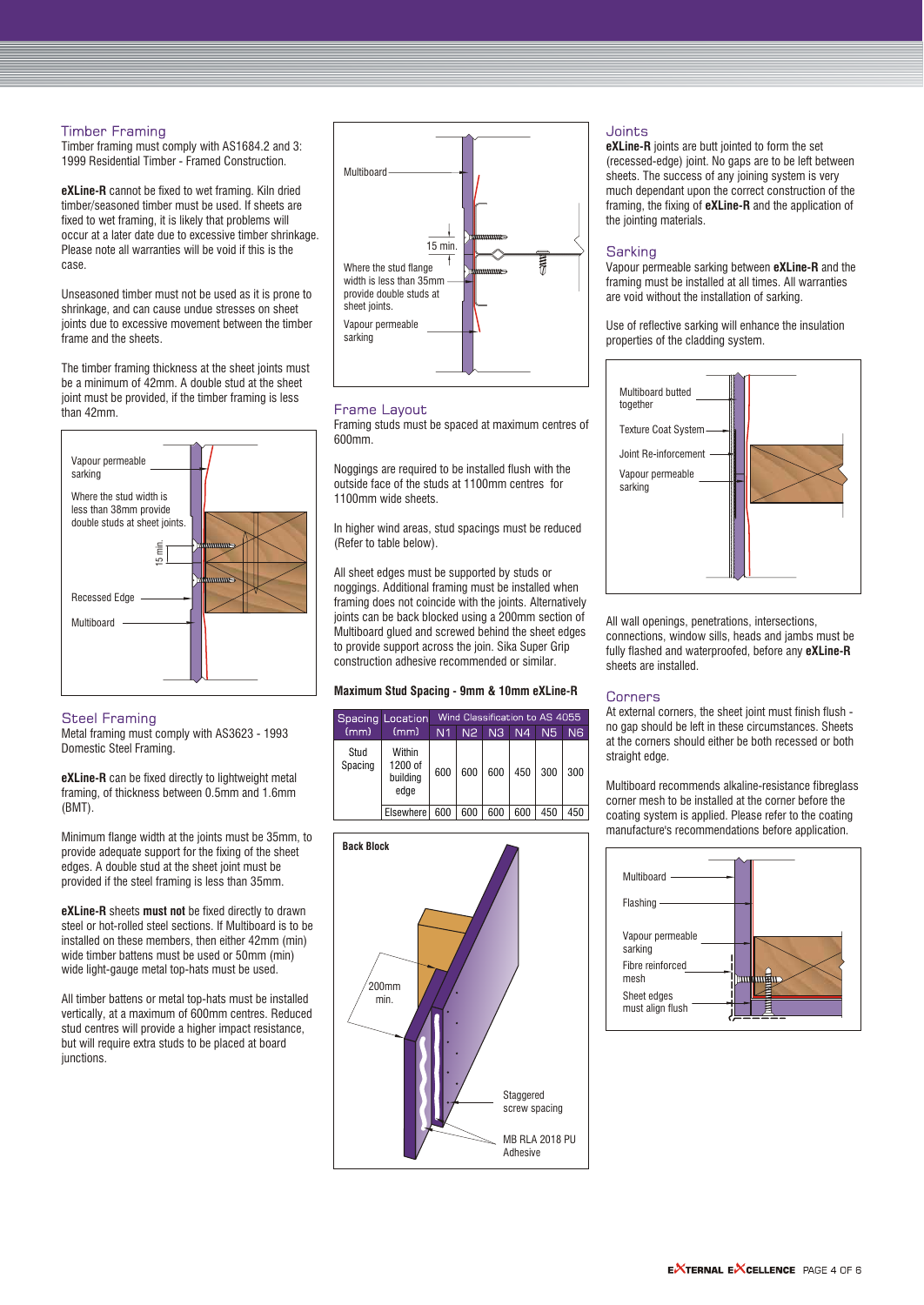## Timber Framing

Timber framing must comply with AS1684.2 and 3: 1999 Residential Timber - Framed Construction.

**eXLine-R** cannot be fixed to wet framing. Kiln dried timber/seasoned timber must be used. If sheets are fixed to wet framing, it is likely that problems will occur at a later date due to excessive timber shrinkage. Please note all warranties will be void if this is the case.

Unseasoned timber must not be used as it is prone to shrinkage, and can cause undue stresses on sheet joints due to excessive movement between the timber frame and the sheets.

The timber framing thickness at the sheet joints must be a minimum of 42mm. A double stud at the sheet joint must be provided, if the timber framing is less than 42mm.

Vapour permeable sarking

Where the stud width is less than 38mm provide double studs at sheet joints.

15 min.

Recessed Edge

Multiboard

## Steel Framing

Metal framing must comply with AS3623 - 1993 Domestic Steel Framing.

**eXLine-R** can be fixed directly to lightweight metal framing, of thickness between 0.5mm and 1.6mm (BMT).

Minimum flange width at the joints must be 35mm, to provide adequate support for the fixing of the sheet edges. A double stud at the sheet joint must be provided if the steel framing is less than 35mm.

**eXLine-R** sheets **must not** be fixed directly to drawn steel or hot-rolled steel sections. If Multiboard is to be installed on these members, then either 42mm (min) wide timber battens must be used or 50mm (min) wide light-gauge metal top-hats must be used.

All timber battens or metal top-hats must be installed vertically, at a maximum of 600mm centres. Reduced stud centres will provide a higher impact resistance, but will require extra studs to be placed at board junctions.

Multiboard

15 min.

Where the stud flange width is less than 35mm provide double studs at sheet joints.

Vapour permeable sarking

## Frame Layout

Framing studs must be spaced at maximum centres of 600mm.

Noggings are required to be installed flush with the outside face of the studs at 1100mm centres for 1100mm wide sheets.

In higher wind areas, stud spacings must be reduced (Refer to table below).

All sheet edges must be supported by studs or noggings. Additional framing must be installed when framing does not coincide with the joints. Alternatively joints can be back blocked using a 200mm section of Multiboard glued and screwed behind the sheet edges to provide support across the join. Sika Super Grip construction adhesive recommended or similar.

**Maximum Stud Spacing - 9mm & 10mm eXLine-R**

| Spacing (mm) | Location (mm) | Wind Classification to AS 4055 | | | | | |
|---|---|---|---|---|---|---|---|
| | | N1 | N2 | N3 | N4 | N5 | N6 |
| Stud Spacing | Within 1200 of building edge | 600 | 600 | 600 | 450 | 300 | 300 |
| | Elsewhere | 600 | 600 | 600 | 600 | 450 | 450 |

**Back Block**

200mm min.

Staggered screw spacing

MB RLA 2018 PU Adhesive

## Joints

**eXLine-R** joints are butt jointed to form the set (recessed-edge) joint. No gaps are to be left between sheets. The success of any joining system is very much dependant upon the correct construction of the framing, the fixing of **eXLine-R** and the application of the jointing materials.

## Sarking

Vapour permeable sarking between **eXLine-R** and the framing must be installed at all times. All warranties are void without the installation of sarking.

Use of reflective sarking will enhance the insulation properties of the cladding system.

Multiboard butted together

Texture Coat System

Joint Re-inforcement

Vapour permeable sarking

All wall openings, penetrations, intersections, connections, window sills, heads and jambs must be fully flashed and waterproofed, before any **eXLine-R** sheets are installed.

## Corners

At external corners, the sheet joint must finish flush - no gap should be left in these circumstances. Sheets at the corners should either be both recessed or both straight edge.

Multiboard recommends alkaline-resistance fibreglass corner mesh to be installed at the corner before the coating system is applied. Please refer to the coating manufacture's recommendations before application.

Multiboard

Flashing

Vapour permeable sarking

Fibre reinforced mesh

Sheet edges must align flush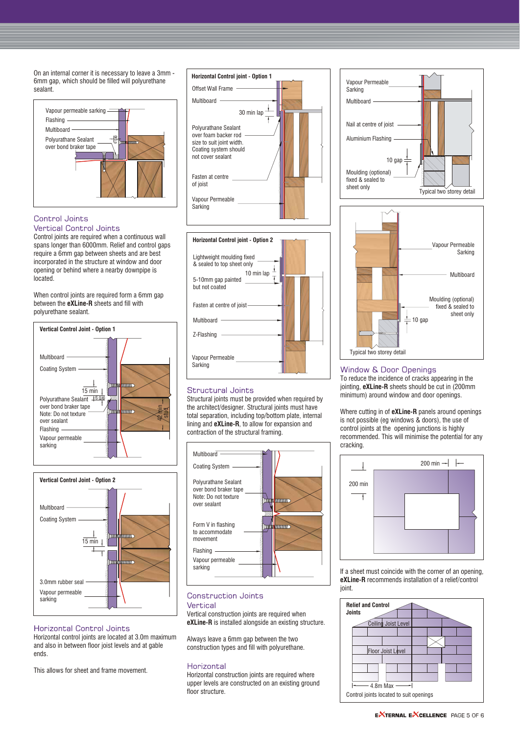On an internal corner it is necessary to leave a 3mm - 6mm gap, which should be filled will polyurethane sealant.

Vapour permeable sarking
Flashing
Multiboard
Polyurathane Sealant over bond braker tape

## Control Joints

### Vertical Control Joints

Control joints are required when a continuous wall spans longer than 6000mm. Relief and control gaps require a 6mm gap between sheets and are best incorporated in the structure at window and door opening or behind where a nearby downpipe is located.

When control joints are required form a 6mm gap between the **eXLine-R** sheets and fill with polyurethane sealant.

**Vertical Control Joint - Option 1**

Multiboard
Coating System
15 min
6 gap
Polyurathane Sealant over bond braker tape
Note: Do not texture over sealant
Flashing
Vapour permeable sarking
42 min stud

**Vertical Control Joint - Option 2**

Multiboard
Coating System
15 min
3.0mm rubber seal
Vapour permeable sarking

### Horizontal Control Joints

Horizontal control joints are located at 3.0m maximum and also in between floor joist levels and at gable ends.

This allows for sheet and frame movement.

**Horizontal Control joint - Option 1**

Offset Wall Frame
Multiboard
30 min lap
Polyurathane Sealant over foam backer rod size to suit joint width. Coating system should not cover sealant
Fasten at centre of joist
Vapour Permeable Sarking

**Horizontal Control joint - Option 2**

Lightweight moulding fixed & sealed to top sheet only
10 min lap
5-10mm gap painted but not coated
Fasten at centre of joist
Multiboard
Z-Flashing
Vapour Permeable Sarking

## Structural Joints

Structural joints must be provided when required by the architect/designer. Structural joints must have total separation, including top/bottom plate, internal lining and **eXLine-R**, to allow for expansion and contraction of the structural framing.

Multiboard
Coating System
Polyurathane Sealant over bond braker tape
Note: Do not texture over sealant
Form V in flashing to accommodate movement
Flashing
Vapour permeable sarking

## Construction Joints

### Vertical

Vertical construction joints are required when **eXLine-R** is installed alongside an existing structure.

Always leave a 6mm gap between the two construction types and fill with polyurethane.

### Horizontal

Horizontal construction joints are required where upper levels are constructed on an existing ground floor structure.

Vapour Permeable Sarking
Multiboard
Nail at centre of joist
Aluminium Flashing
10 gap
Moulding (optional) fixed & sealed to sheet only
Typical two storey detail

Vapour Permeable Sarking
Multiboard
Moulding (optional) fixed & sealed to sheet only
10 gap
Typical two storey detail

## Window & Door Openings

To reduce the incidence of cracks appearing in the jointing, **eXLine-R** sheets should be cut in (200mm minimum) around window and door openings.

Where cutting in of **eXLine-R** panels around openings is not possible (eg windows & doors), the use of control joints at the opening junctions is highly recommended. This will minimise the potential for any cracking.

200 min
200 min

If a sheet must coincide with the corner of an opening, **eXLine-R** recommends installation of a relief/control joint.

**Relief and Control Joints**

Ceiling Joist Level
Floor Joist Level
4.8m Max
Control joints located to suit openings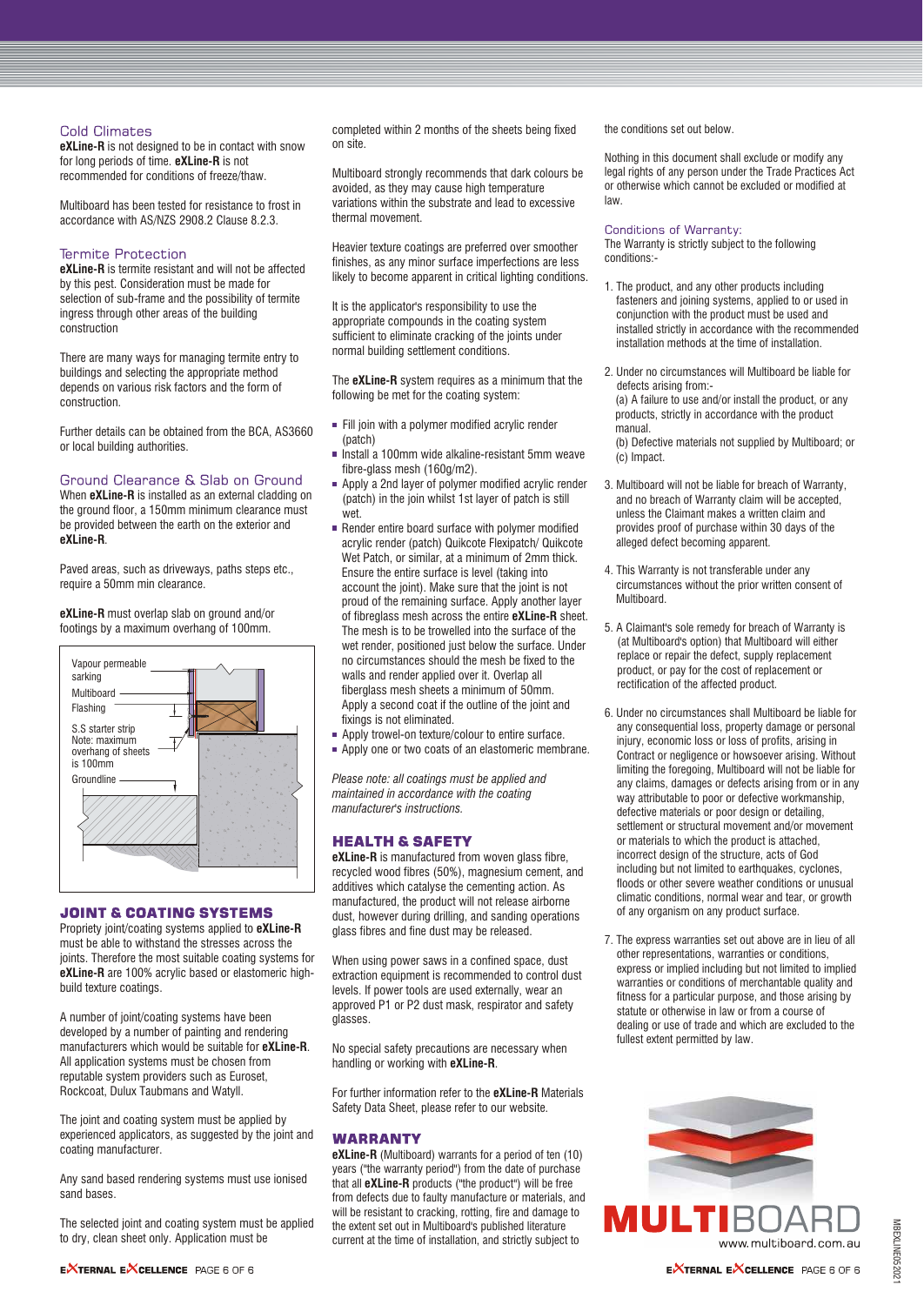## Cold Climates

**eXLine-R** is not designed to be in contact with snow for long periods of time. **eXLine-R** is not recommended for conditions of freeze/thaw.

Multiboard has been tested for resistance to frost in accordance with AS/NZS 2908.2 Clause 8.2.3.

## Termite Protection

**eXLine-R** is termite resistant and will not be affected by this pest. Consideration must be made for selection of sub-frame and the possibility of termite ingress through other areas of the building construction

There are many ways for managing termite entry to buildings and selecting the appropriate method depends on various risk factors and the form of construction.

Further details can be obtained from the BCA, AS3660 or local building authorities.

## Ground Clearance & Slab on Ground

When **eXLine-R** is installed as an external cladding on the ground floor, a 150mm minimum clearance must be provided between the earth on the exterior and **eXLine-R**.

Paved areas, such as driveways, paths steps etc., require a 50mm min clearance.

**eXLine-R** must overlap slab on ground and/or footings by a maximum overhang of 100mm.

Vapour permeable sarking
Multiboard
Flashing
S.S starter strip
Note: maximum overhang of sheets is 100mm
Groundline

## JOINT & COATING SYSTEMS

Propriety joint/coating systems applied to **eXLine-R** must be able to withstand the stresses across the joints. Therefore the most suitable coating systems for **eXLine-R** are 100% acrylic based or elastomeric high-build texture coatings.

A number of joint/coating systems have been developed by a number of painting and rendering manufacturers which would be suitable for **eXLine-R**. All application systems must be chosen from reputable system providers such as Euroset, Rockcoat, Dulux Taubmans and Watyll.

The joint and coating system must be applied by experienced applicators, as suggested by the joint and coating manufacturer.

Any sand based rendering systems must use ionised sand bases.

The selected joint and coating system must be applied to dry, clean sheet only. Application must be completed within 2 months of the sheets being fixed on site.

Multiboard strongly recommends that dark colours be avoided, as they may cause high temperature variations within the substrate and lead to excessive thermal movement.

Heavier texture coatings are preferred over smoother finishes, as any minor surface imperfections are less likely to become apparent in critical lighting conditions.

It is the applicator's responsibility to use the appropriate compounds in the coating system sufficient to eliminate cracking of the joints under normal building settlement conditions.

The **eXLine-R** system requires as a minimum that the following be met for the coating system:

- Fill join with a polymer modified acrylic render (patch)
- Install a 100mm wide alkaline-resistant 5mm weave fibre-glass mesh (160g/m2).
- Apply a 2nd layer of polymer modified acrylic render (patch) in the join whilst 1st layer of patch is still wet.
- Render entire board surface with polymer modified acrylic render (patch) Quikcote Flexipatch/ Quikcote Wet Patch, or similar, at a minimum of 2mm thick. Ensure the entire surface is level (taking into account the joint). Make sure that the joint is not proud of the remaining surface. Apply another layer of fibreglass mesh across the entire **eXLine-R** sheet. The mesh is to be trowelled into the surface of the wet render, positioned just below the surface. Under no circumstances should the mesh be fixed to the walls and render applied over it. Overlap all fiberglass mesh sheets a minimum of 50mm. Apply a second coat if the outline of the joint and fixings is not eliminated.
- Apply trowel-on texture/colour to entire surface.
- Apply one or two coats of an elastomeric membrane.

*Please note: all coatings must be applied and maintained in accordance with the coating manufacturer's instructions.*

## HEALTH & SAFETY

**eXLine-R** is manufactured from woven glass fibre, recycled wood fibres (50%), magnesium cement, and additives which catalyse the cementing action. As manufactured, the product will not release airborne dust, however during drilling, and sanding operations glass fibres and fine dust may be released.

When using power saws in a confined space, dust extraction equipment is recommended to control dust levels. If power tools are used externally, wear an approved P1 or P2 dust mask, respirator and safety glasses.

No special safety precautions are necessary when handling or working with **eXLine-R**.

For further information refer to the **eXLine-R** Materials Safety Data Sheet, please refer to our website.

## WARRANTY

**eXLine-R** (Multiboard) warrants for a period of ten (10) years ("the warranty period") from the date of purchase that all **eXLine-R** products ("the product") will be free from defects due to faulty manufacture or materials, and will be resistant to cracking, rotting, fire and damage to the extent set out in Multiboard's published literature current at the time of installation, and strictly subject to the conditions set out below.

Nothing in this document shall exclude or modify any legal rights of any person under the Trade Practices Act or otherwise which cannot be excluded or modified at law.

### Conditions of Warranty:

The Warranty is strictly subject to the following conditions:-

1. The product, and any other products including fasteners and joining systems, applied to or used in conjunction with the product must be used and installed strictly in accordance with the recommended installation methods at the time of installation.
2. Under no circumstances will Multiboard be liable for defects arising from:-
   (a) A failure to use and/or install the product, or any products, strictly in accordance with the product manual.
   (b) Defective materials not supplied by Multiboard; or
   (c) Impact.
3. Multiboard will not be liable for breach of Warranty, and no breach of Warranty claim will be accepted, unless the Claimant makes a written claim and provides proof of purchase within 30 days of the alleged defect becoming apparent.
4. This Warranty is not transferable under any circumstances without the prior written consent of Multiboard.
5. A Claimant's sole remedy for breach of Warranty is (at Multiboard's option) that Multiboard will either replace or repair the defect, supply replacement product, or pay for the cost of replacement or rectification of the affected product.
6. Under no circumstances shall Multiboard be liable for any consequential loss, property damage or personal injury, economic loss or loss of profits, arising in Contract or negligence or howsoever arising. Without limiting the foregoing, Multiboard will not be liable for any claims, damages or defects arising from or in any way attributable to poor or defective workmanship, defective materials or poor design or detailing, settlement or structural movement and/or movement or materials to which the product is attached, incorrect design of the structure, acts of God including but not limited to earthquakes, cyclones, floods or other severe weather conditions or unusual climatic conditions, normal wear and tear, or growth of any organism on any product surface.
7. The express warranties set out above are in lieu of all other representations, warranties or conditions, express or implied including but not limited to implied warranties or conditions of merchantable quality and fitness for a particular purpose, and those arising by statute or otherwise in law or from a course of dealing or use of trade and which are excluded to the fullest extent permitted by law.

MULTIBOARD
www.multiboard.com.au

MBEXLINE052021